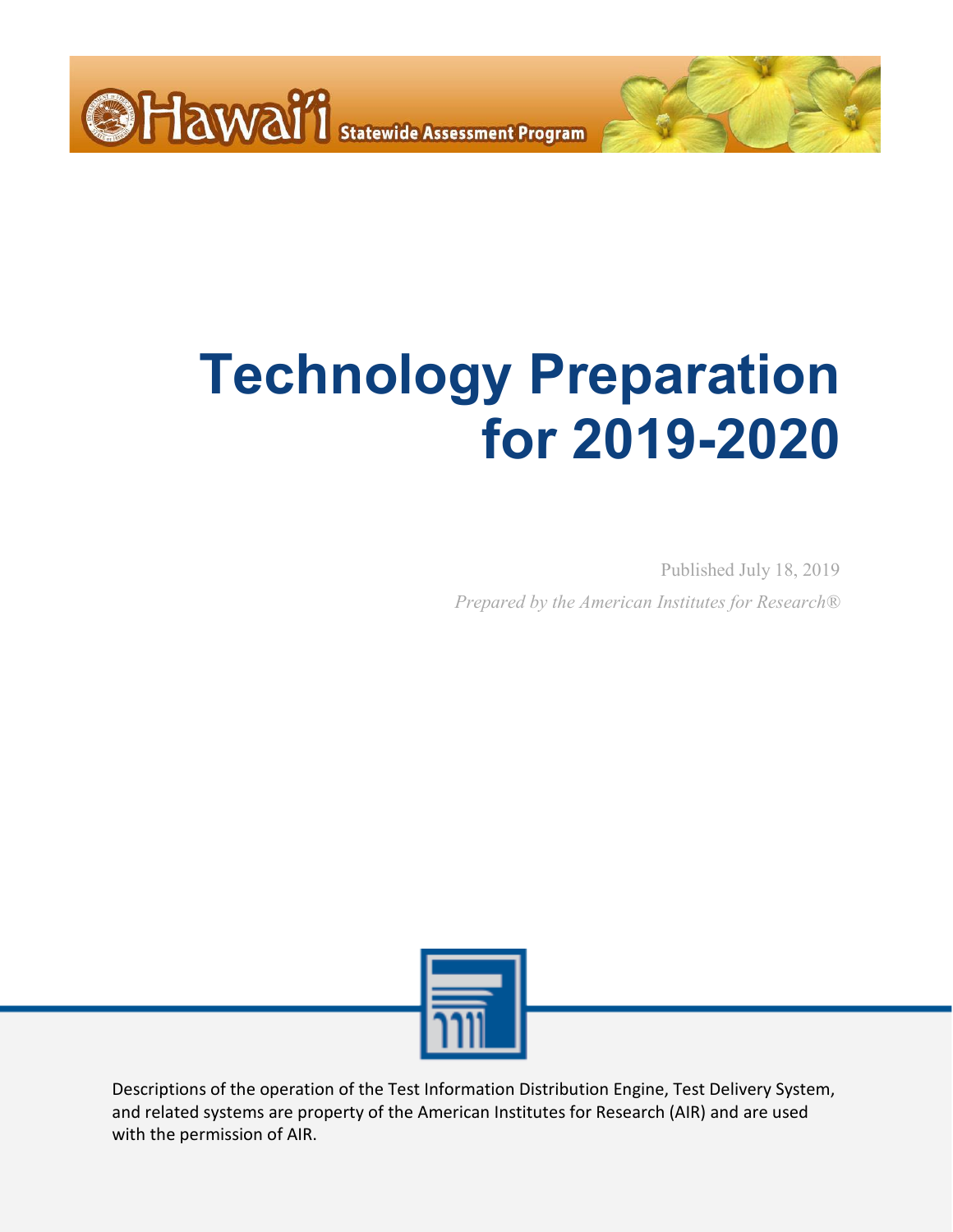Hawai'i Statewide Assessment Program

# Technology Preparation for 2019-2020

Published July 18, 2019

*Prepared by the American Institutes for Research®*

Descriptions of the operation of the Test Information Distribution Engine, Test Delivery System, and related systems are property of the American Institutes for Research (AIR) and are used with the permission of AIR.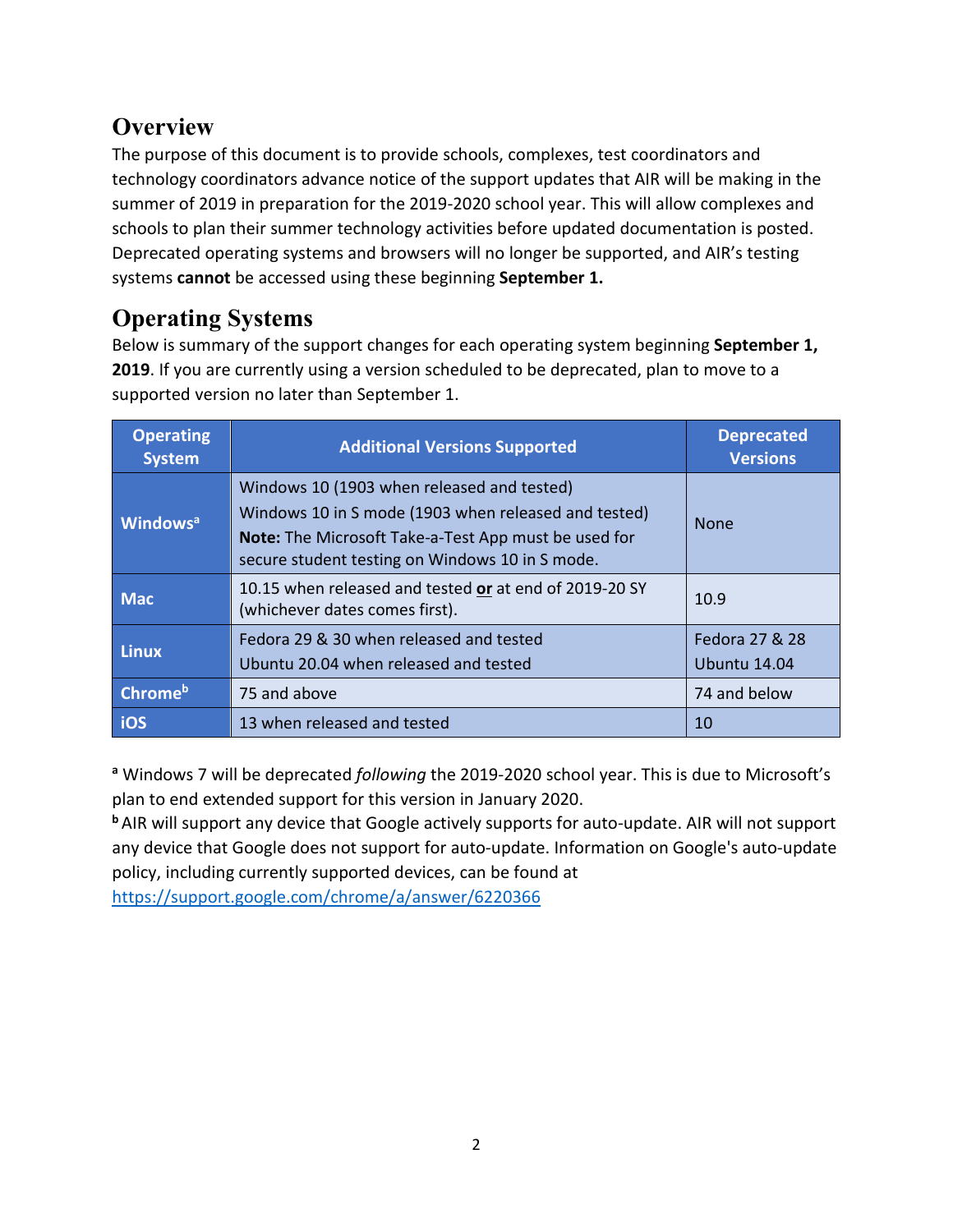## Overview

The purpose of this document is to provide schools, complexes, test coordinators and technology coordinators advance notice of the support updates that AIR will be making in the summer of 2019 in preparation for the 2019-2020 school year. This will allow complexes and schools to plan their summer technology activities before updated documentation is posted. Deprecated operating systems and browsers will no longer be supported, and AIR's testing systems **cannot** be accessed using these beginning **September 1.**

## Operating Systems

Below is summary of the support changes for each operating system beginning **September 1, 2019**. If you are currently using a version scheduled to be deprecated, plan to move to a supported version no later than September 1.

| Operating System | Additional Versions Supported | Deprecated Versions |
|---|---|---|
| **Windows**[a] | Windows 10 (1903 when released and tested)<br>Windows 10 in S mode (1903 when released and tested)<br>**Note:** The Microsoft Take-a-Test App must be used for secure student testing on Windows 10 in S mode. | None |
| **Mac** | 10.15 when released and tested **or** at end of 2019-20 SY (whichever dates comes first). | 10.9 |
| **Linux** | Fedora 29 & 30 when released and tested<br>Ubuntu 20.04 when released and tested | Fedora 27 & 28<br>Ubuntu 14.04 |
| **Chrome**[b] | 75 and above | 74 and below |
| **iOS** | 13 when released and tested | 10 |

[a] Windows 7 will be deprecated *following* the 2019-2020 school year. This is due to Microsoft's plan to end extended support for this version in January 2020.

[b] AIR will support any device that Google actively supports for auto-update. AIR will not support any device that Google does not support for auto-update. Information on Google's auto-update policy, including currently supported devices, can be found at https://support.google.com/chrome/a/answer/6220366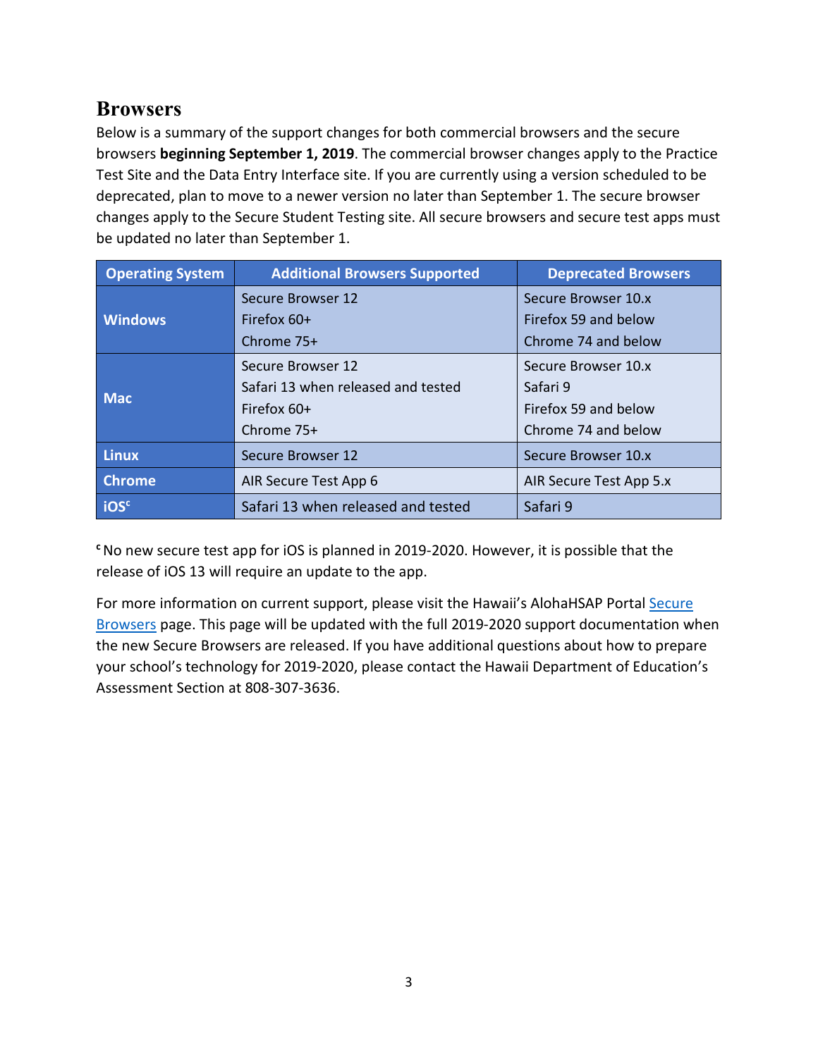## Browsers

Below is a summary of the support changes for both commercial browsers and the secure browsers **beginning September 1, 2019**. The commercial browser changes apply to the Practice Test Site and the Data Entry Interface site. If you are currently using a version scheduled to be deprecated, plan to move to a newer version no later than September 1. The secure browser changes apply to the Secure Student Testing site. All secure browsers and secure test apps must be updated no later than September 1.

| Operating System | Additional Browsers Supported | Deprecated Browsers |
| --- | --- | --- |
| **Windows** | Secure Browser 12<br>Firefox 60+<br>Chrome 75+ | Secure Browser 10.x<br>Firefox 59 and below<br>Chrome 74 and below |
| **Mac** | Secure Browser 12<br>Safari 13 when released and tested<br>Firefox 60+<br>Chrome 75+ | Secure Browser 10.x<br>Safari 9<br>Firefox 59 and below<br>Chrome 74 and below |
| **Linux** | Secure Browser 12 | Secure Browser 10.x |
| **Chrome** | AIR Secure Test App 6 | AIR Secure Test App 5.x |
| **iOS**[c] | Safari 13 when released and tested | Safari 9 |

[c] No new secure test app for iOS is planned in 2019-2020. However, it is possible that the release of iOS 13 will require an update to the app.

For more information on current support, please visit the Hawaii's AlohaHSAP Portal Secure Browsers page. This page will be updated with the full 2019-2020 support documentation when the new Secure Browsers are released. If you have additional questions about how to prepare your school's technology for 2019-2020, please contact the Hawaii Department of Education's Assessment Section at 808-307-3636.